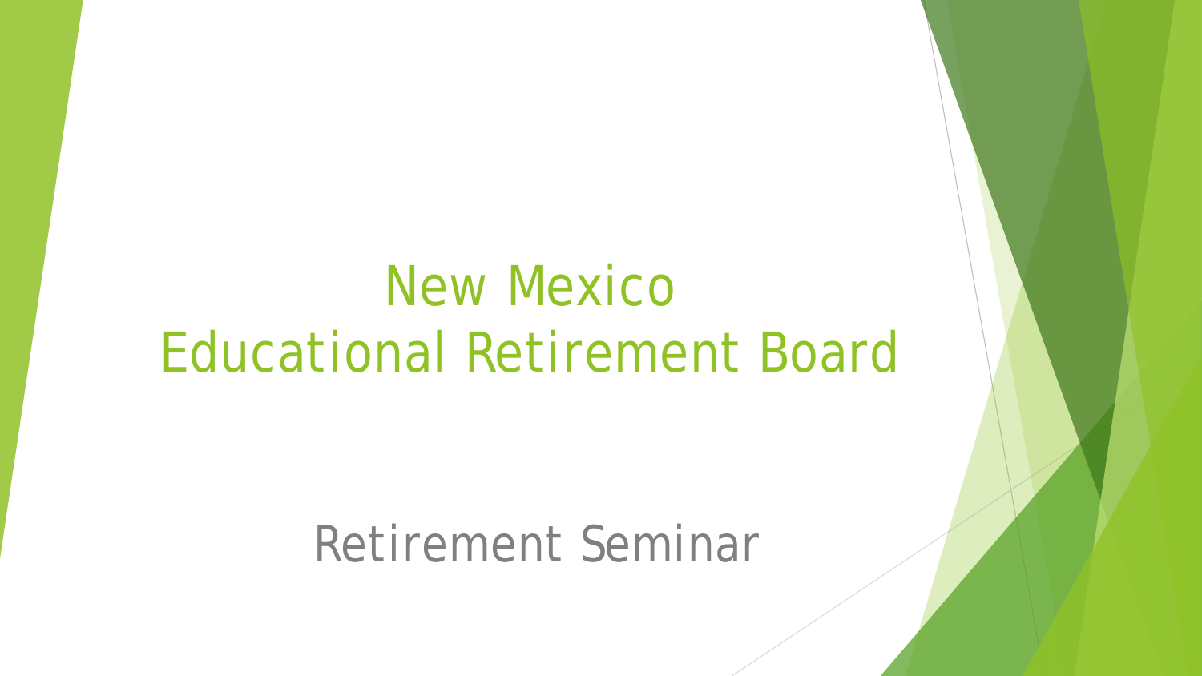# New Mexico Educational Retirement Board

## Retirement Seminar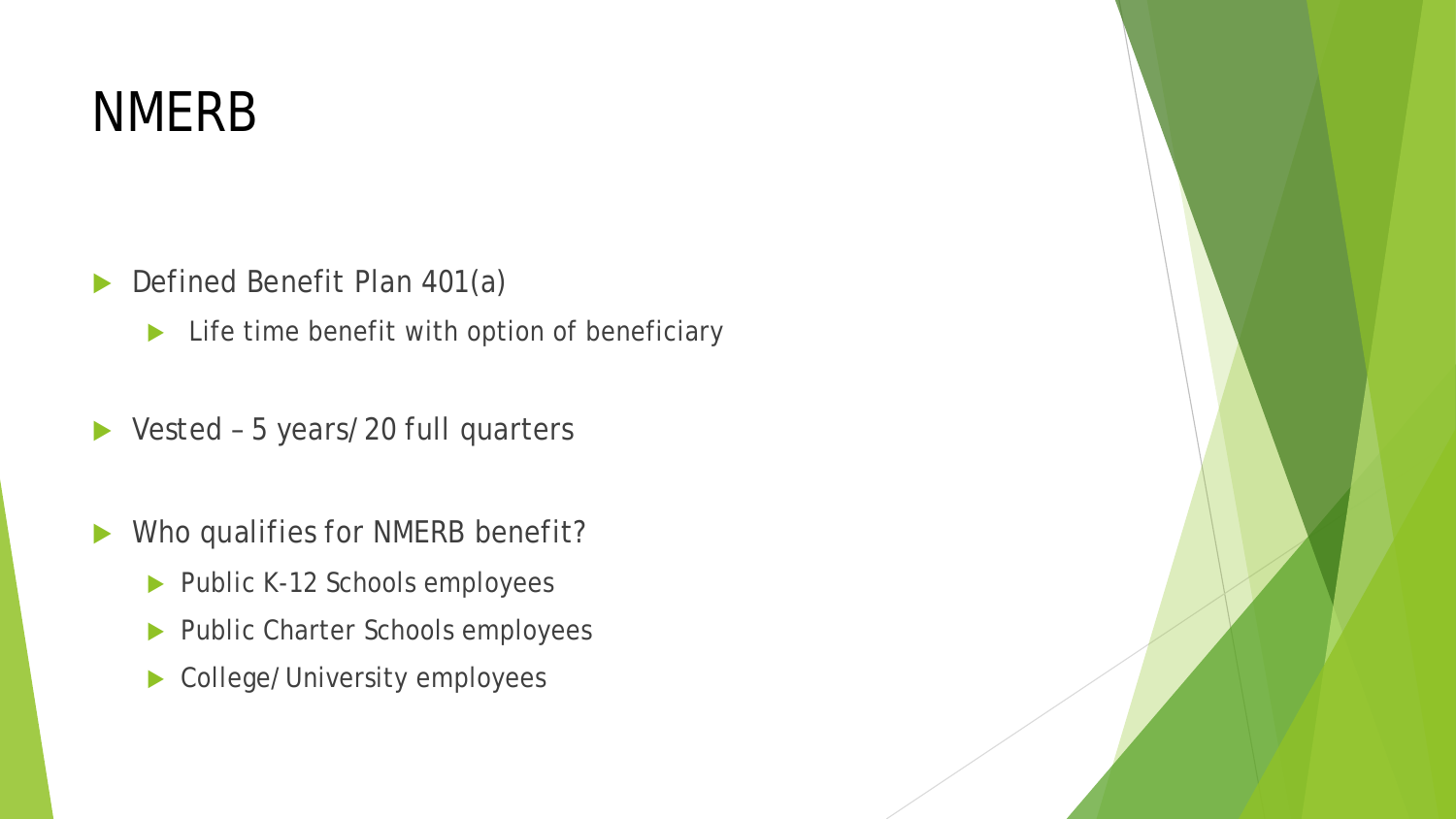# NMERB

- Defined Benefit Plan 401(a)
  - Life time benefit with option of beneficiary
- Vested – 5 years/ 20 full quarters
- Who qualifies for NMERB benefit?
  - Public K-12 Schools employees
  - Public Charter Schools employees
  - College/ University employees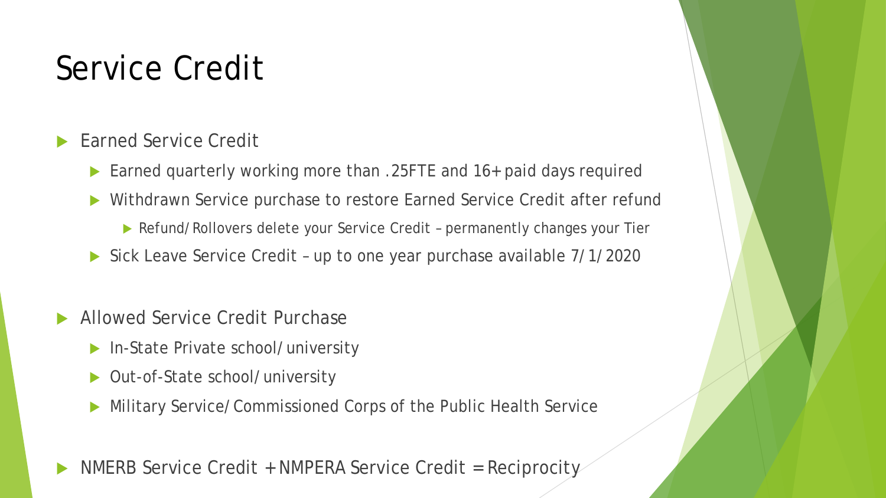# Service Credit

- Earned Service Credit
  - Earned quarterly working more than .25FTE and 16+ paid days required
  - Withdrawn Service purchase to restore Earned Service Credit after refund
    - Refund/Rollovers delete your Service Credit – permanently changes your Tier
  - Sick Leave Service Credit – up to one year purchase available 7/1/2020
- Allowed Service Credit Purchase
  - In-State Private school/university
  - Out-of-State school/university
  - Military Service/Commissioned Corps of the Public Health Service
- NMERB Service Credit + NMPERA Service Credit = Reciprocity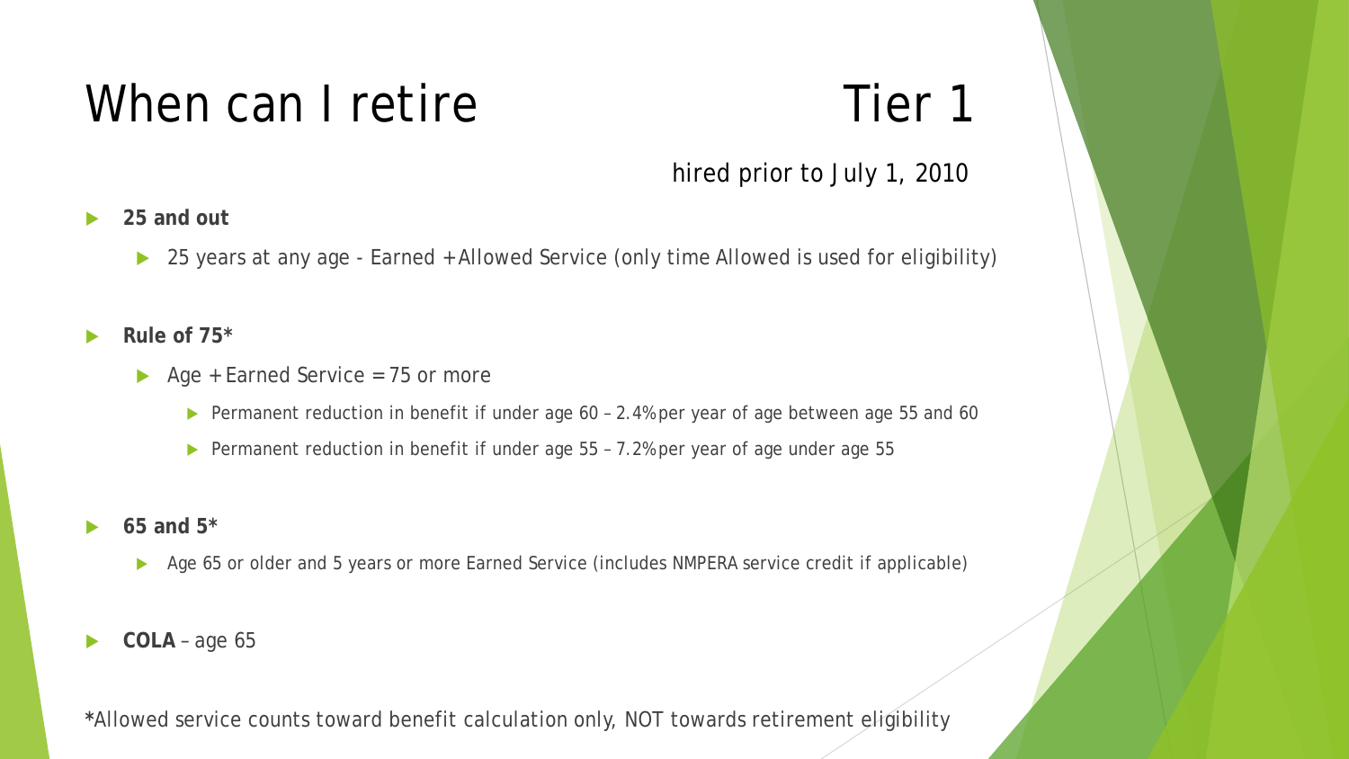# When can I retire Tier 1

hired prior to July 1, 2010

- **25 and out**
  - 25 years at any age - Earned + Allowed Service (only time Allowed is used for eligibility)
- **Rule of 75***
  - Age + Earned Service = 75 or more
    - Permanent reduction in benefit if under age 60 – 2.4% per year of age between age 55 and 60
    - Permanent reduction in benefit if under age 55 – 7.2% per year of age under age 55
- **65 and 5***
  - Age 65 or older and 5 years or more Earned Service (includes NMPERA service credit if applicable)
- **COLA** – age 65

*Allowed service counts toward benefit calculation only, NOT towards retirement eligibility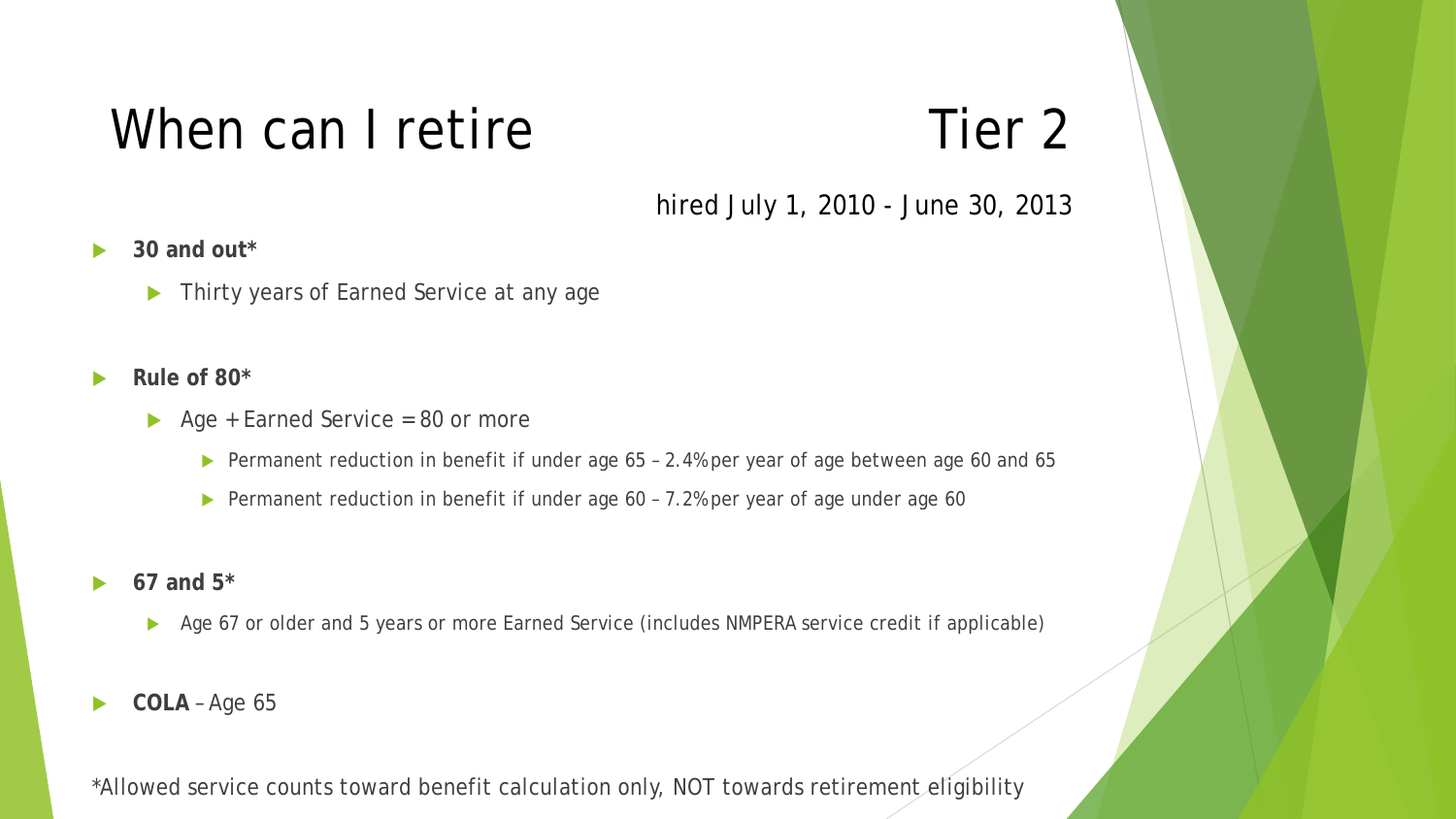# When can I retire Tier 2

hired July 1, 2010 - June 30, 2013

- **30 and out***
  - Thirty years of Earned Service at any age
- **Rule of 80***
  - Age + Earned Service = 80 or more
    - Permanent reduction in benefit if under age 65 – 2.4% per year of age between age 60 and 65
    - Permanent reduction in benefit if under age 60 – 7.2% per year of age under age 60
- **67 and 5***
  - Age 67 or older and 5 years or more Earned Service (includes NMPERA service credit if applicable)
- **COLA** – Age 65

*Allowed service counts toward benefit calculation only, NOT towards retirement eligibility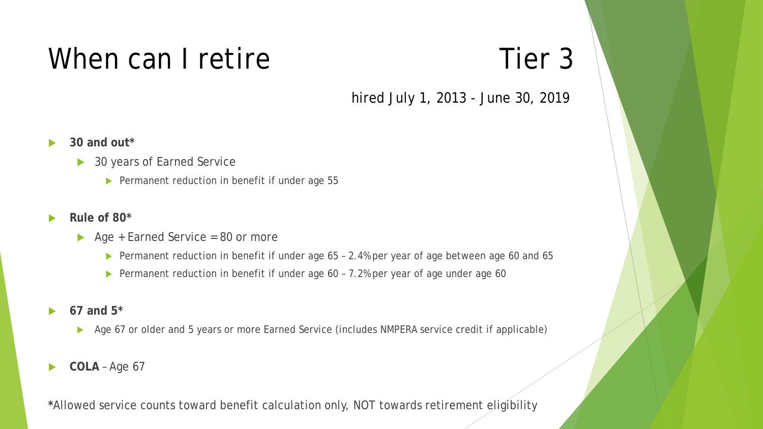# When can I retire Tier 3

hired July 1, 2013 - June 30, 2019

- **30 and out***
  - 30 years of Earned Service
    - Permanent reduction in benefit if under age 55
- **Rule of 80***
  - Age + Earned Service = 80 or more
    - Permanent reduction in benefit if under age 65 – 2.4% per year of age between age 60 and 65
    - Permanent reduction in benefit if under age 60 – 7.2% per year of age under age 60
- **67 and 5***
  - Age 67 or older and 5 years or more Earned Service (includes NMPERA service credit if applicable)
- **COLA** – Age 67

*Allowed service counts toward benefit calculation only, NOT towards retirement eligibility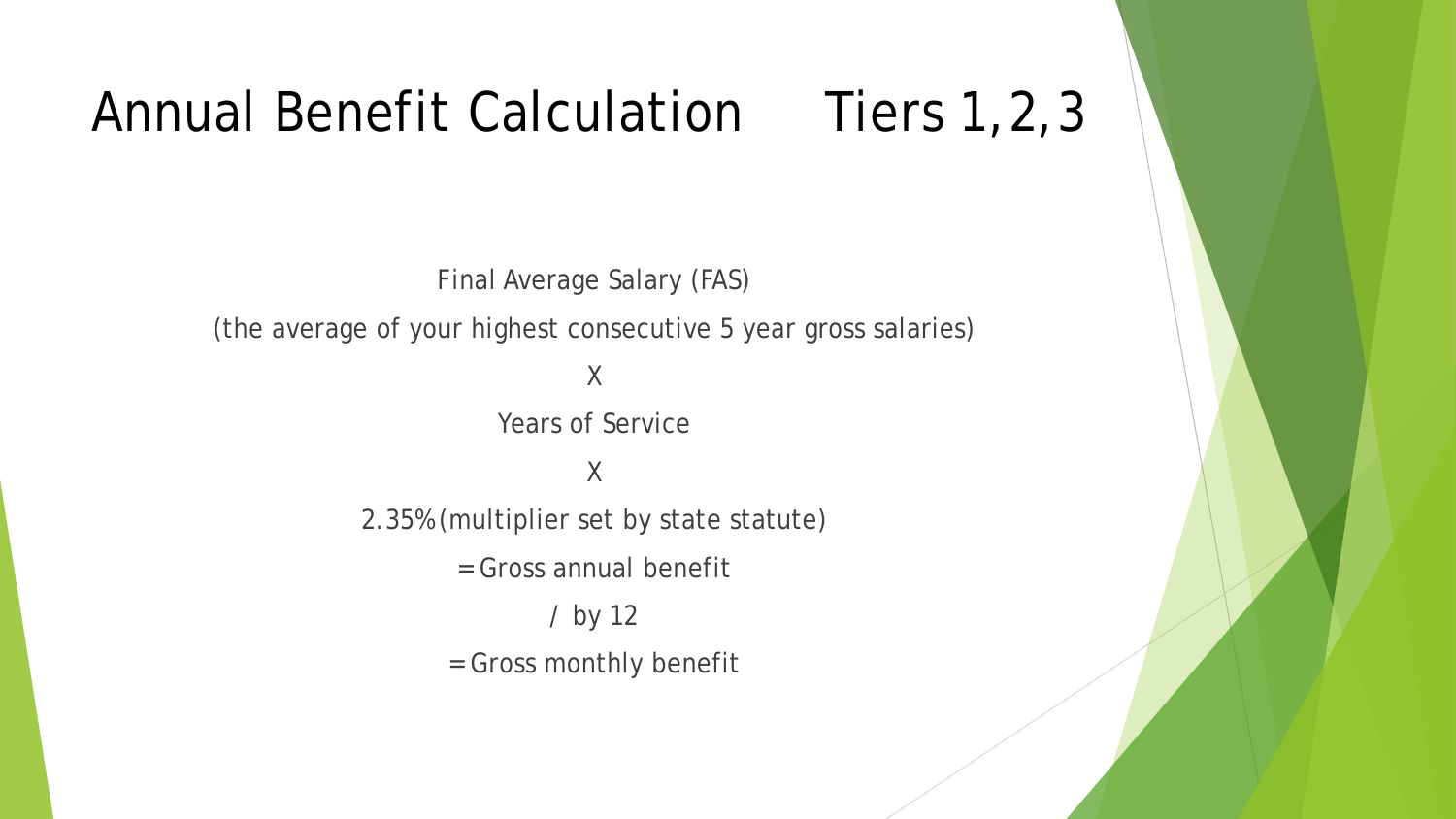# Annual Benefit Calculation Tiers 1,2,3

Final Average Salary (FAS)

(the average of your highest consecutive 5 year gross salaries)

X

Years of Service

X

2.35% (multiplier set by state statute)

= Gross annual benefit

/ by 12

= Gross monthly benefit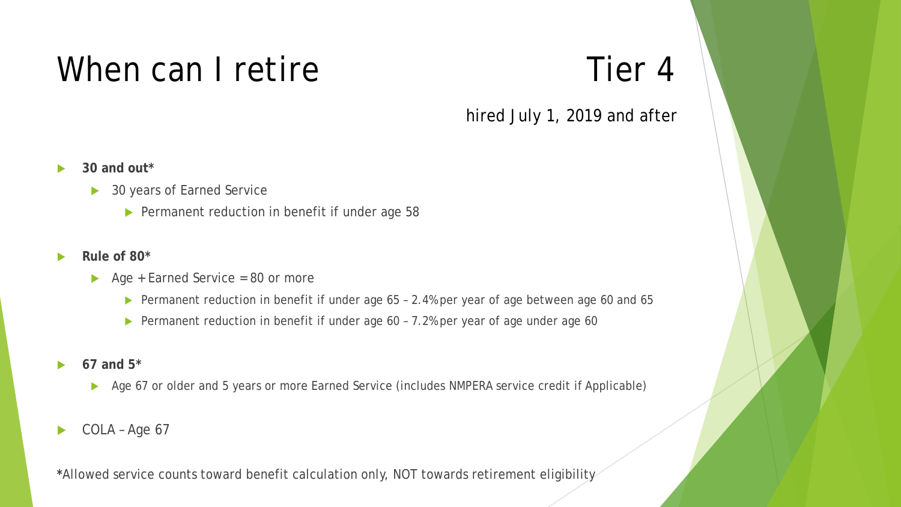# When can I retire Tier 4

hired July 1, 2019 and after

- **30 and out***
  - 30 years of Earned Service
    - Permanent reduction in benefit if under age 58
- **Rule of 80***
  - Age + Earned Service = 80 or more
    - Permanent reduction in benefit if under age 65 – 2.4% per year of age between age 60 and 65
    - Permanent reduction in benefit if under age 60 – 7.2% per year of age under age 60
- **67 and 5***
  - Age 67 or older and 5 years or more Earned Service (includes NMPERA service credit if Applicable)
- COLA – Age 67

*Allowed service counts toward benefit calculation only, NOT towards retirement eligibility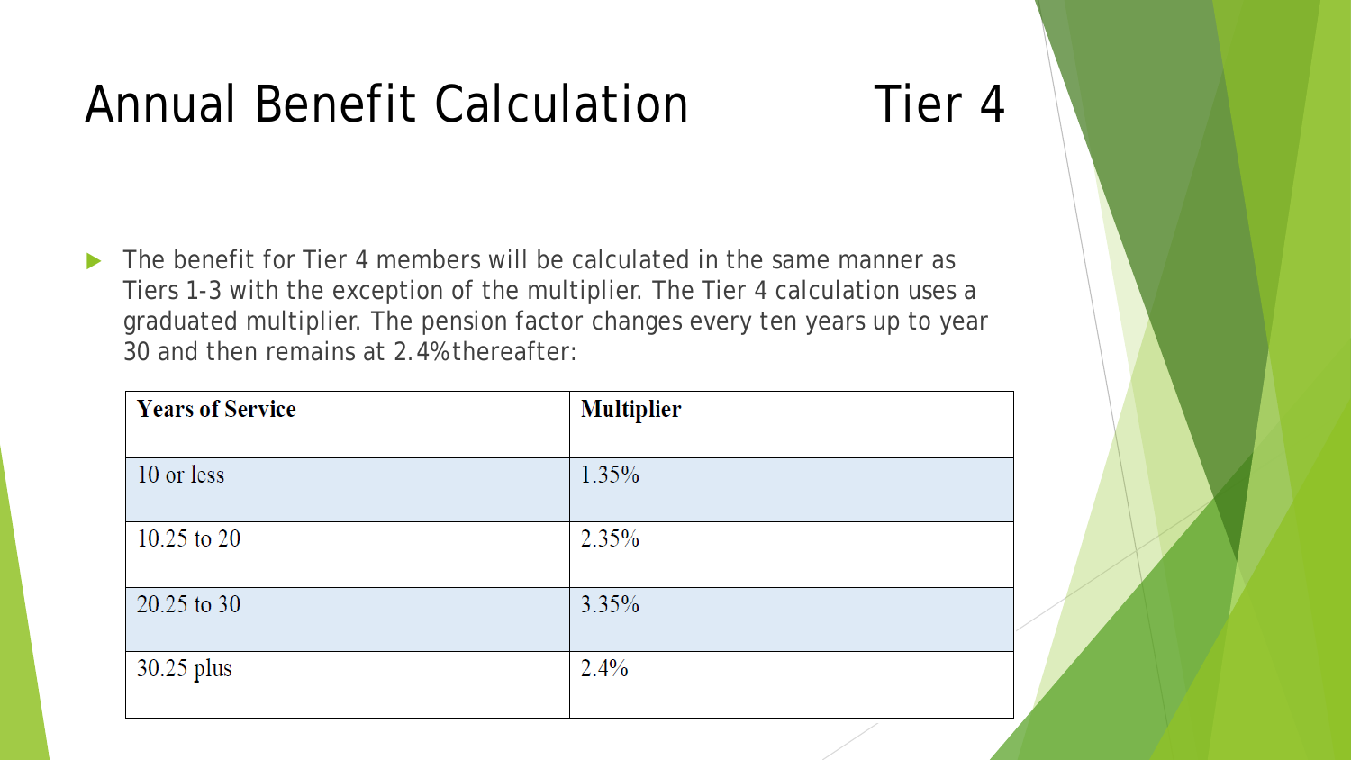# Annual Benefit Calculation Tier 4

- The benefit for Tier 4 members will be calculated in the same manner as Tiers 1-3 with the exception of the multiplier. The Tier 4 calculation uses a graduated multiplier. The pension factor changes every ten years up to year 30 and then remains at 2.4% thereafter:

| Years of Service | Multiplier |
| --- | --- |
| 10 or less | 1.35% |
| 10.25 to 20 | 2.35% |
| 20.25 to 30 | 3.35% |
| 30.25 plus | 2.4% |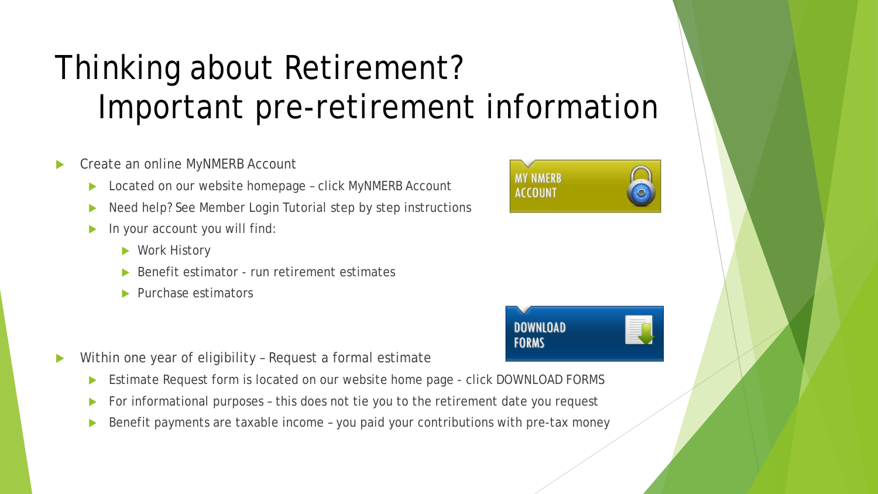# Thinking about Retirement? Important pre-retirement information

- Create an online MyNMERB Account
  - Located on our website homepage – click MyNMERB Account
  - Need help? See Member Login Tutorial step by step instructions
  - In your account you will find:
    - Work History
    - Benefit estimator - run retirement estimates
    - Purchase estimators

MY NMERB ACCOUNT

DOWNLOAD FORMS

- Within one year of eligibility – Request a formal estimate
  - Estimate Request form is located on our website home page - click DOWNLOAD FORMS
  - For informational purposes – this does not tie you to the retirement date you request
  - Benefit payments are taxable income – you paid your contributions with pre-tax money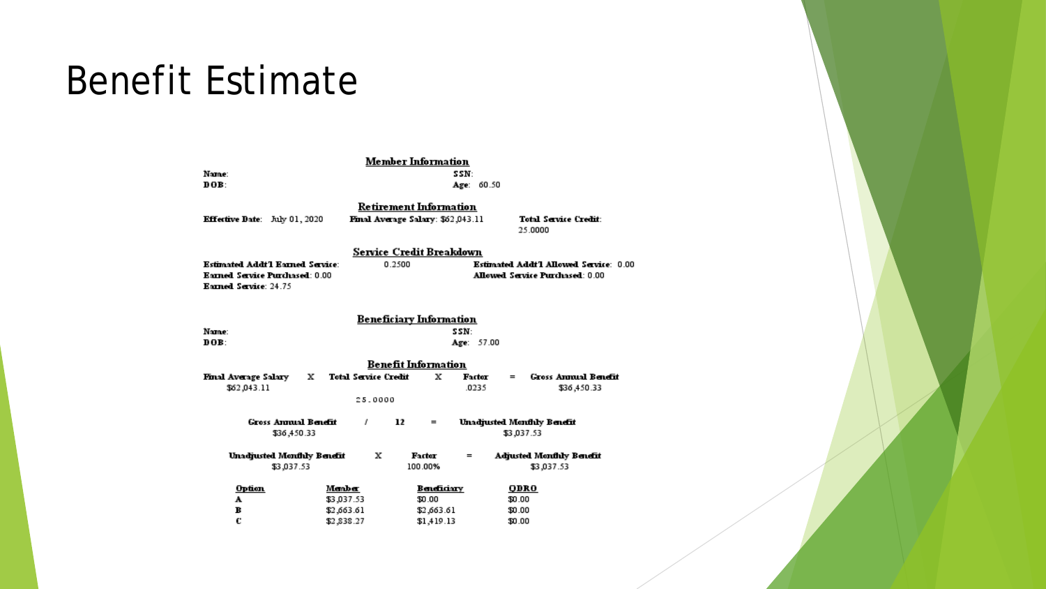# Benefit Estimate

## Member Information

**Name:**

**SSN:**

**DOB:**

**Age:** 60.50

## Retirement Information

**Effective Date:** July 01, 2020

**Final Average Salary:** $62,043.11

**Total Service Credit:** 25.0000

## Service Credit Breakdown

**Estimated Addt'l Earned Service:** 0.2500

**Estimated Addt'l Allowed Service:** 0.00

**Earned Service Purchased:** 0.00

**Allowed Service Purchased:** 0.00

**Earned Service:** 24.75

## Beneficiary Information

**Name:**

**SSN:**

**DOB:**

**Age:** 57.00

## Benefit Information

| Final Average Salary | X | Total Service Credit | X | Factor | = | Gross Annual Benefit |
|---|---|---|---|---|---|---|
| $62,043.11 | | 25.0000 | | .0235 | | $36,450.33 |

| Gross Annual Benefit | / | 12 | = | Unadjusted Monthly Benefit |
|---|---|---|---|---|
| $36,450.33 | | | | $3,037.53 |

| Unadjusted Monthly Benefit | X | Factor | = | Adjusted Monthly Benefit |
|---|---|---|---|---|
| $3,037.53 | | 100.00% | | $3,037.53 |

| Option | Member | Beneficiary | QDRO |
|---|---|---|---|
| A | $3,037.53 | $0.00 | $0.00 |
| B | $2,663.61 | $2,663.61 | $0.00 |
| C | $2,838.27 | $1,419.13 | $0.00 |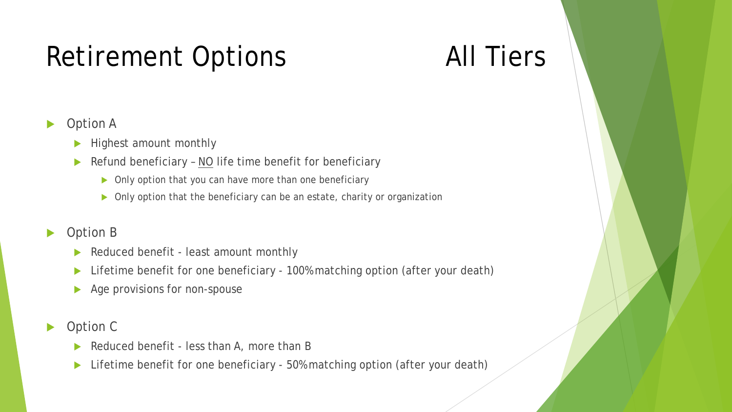# Retirement Options — All Tiers

- Option A
  - Highest amount monthly
  - Refund beneficiary – NO life time benefit for beneficiary
    - Only option that you can have more than one beneficiary
    - Only option that the beneficiary can be an estate, charity or organization
- Option B
  - Reduced benefit - least amount monthly
  - Lifetime benefit for one beneficiary - 100% matching option (after your death)
  - Age provisions for non-spouse
- Option C
  - Reduced benefit - less than A, more than B
  - Lifetime benefit for one beneficiary - 50% matching option (after your death)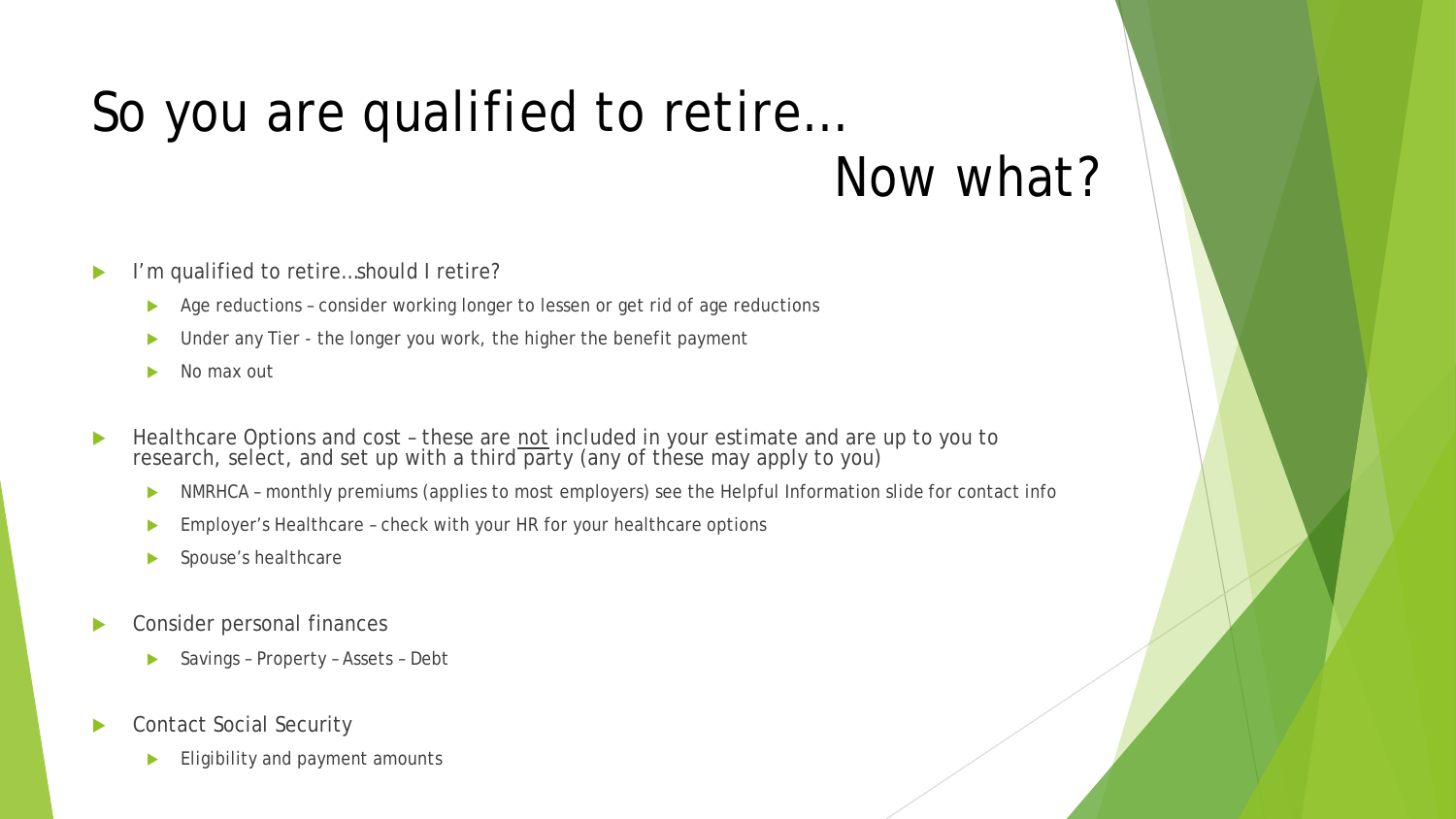# So you are qualified to retire… Now what?

- I'm qualified to retire…should I retire?
  - Age reductions – consider working longer to lessen or get rid of age reductions
  - Under any Tier - the longer you work, the higher the benefit payment
  - No max out
- Healthcare Options and cost – these are <u>not</u> included in your estimate and are up to you to research, select, and set up with a third party (any of these may apply to you)
  - NMRHCA – monthly premiums (applies to most employers) see the Helpful Information slide for contact info
  - Employer's Healthcare – check with your HR for your healthcare options
  - Spouse's healthcare
- Consider personal finances
  - Savings – Property – Assets – Debt
- Contact Social Security
  - Eligibility and payment amounts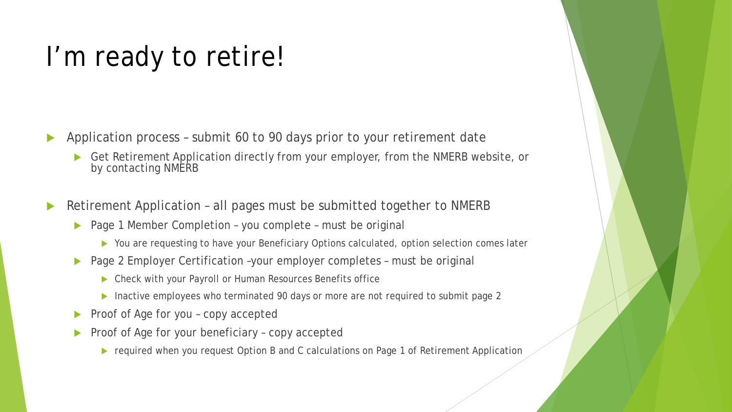# I'm ready to retire!

- Application process – submit 60 to 90 days prior to your retirement date
  - Get Retirement Application directly from your employer, from the NMERB website, or by contacting NMERB
- Retirement Application – all pages must be submitted together to NMERB
  - Page 1 Member Completion – you complete – must be original
    - You are requesting to have your Beneficiary Options calculated, option selection comes later
  - Page 2 Employer Certification –your employer completes – must be original
    - Check with your Payroll or Human Resources Benefits office
    - Inactive employees who terminated 90 days or more are not required to submit page 2
  - Proof of Age for you – copy accepted
  - Proof of Age for your beneficiary – copy accepted
    - required when you request Option B and C calculations on Page 1 of Retirement Application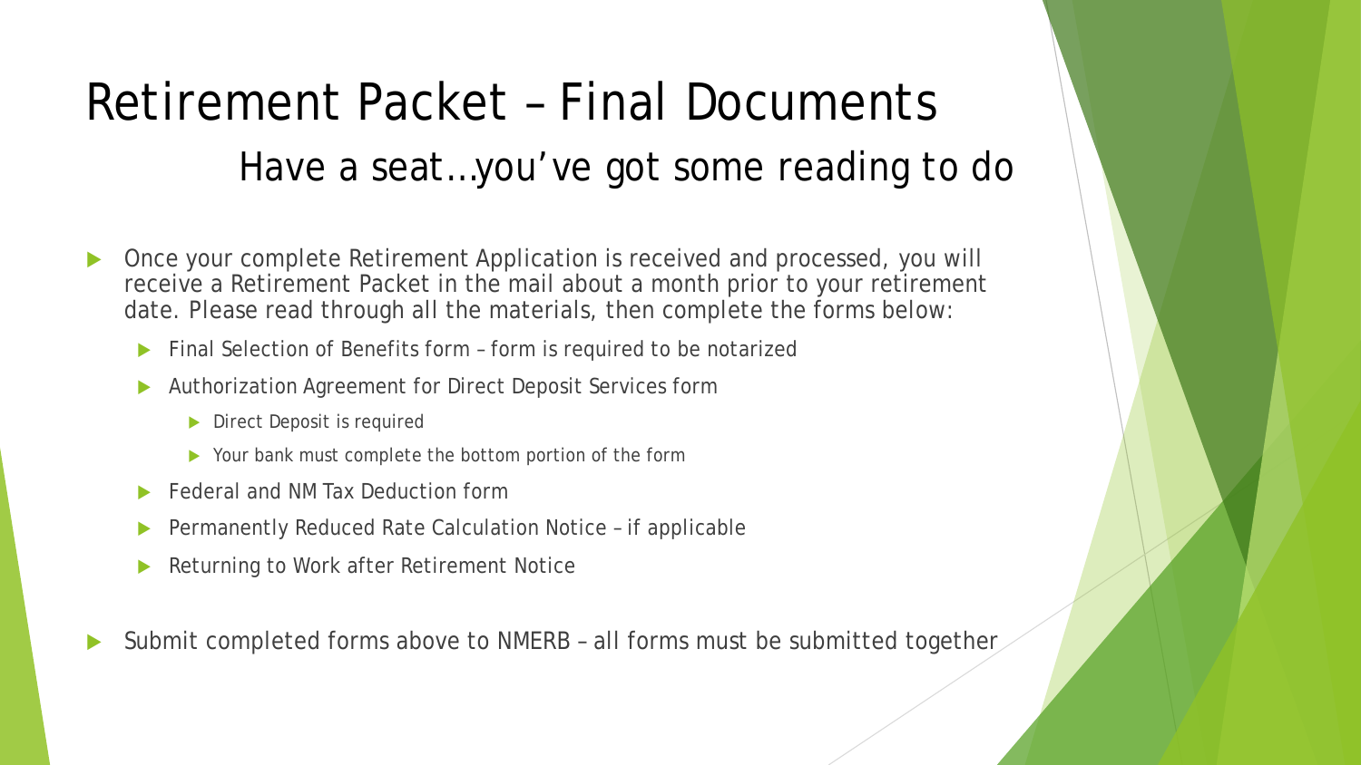# Retirement Packet – Final Documents

## Have a seat…you've got some reading to do

- Once your complete Retirement Application is received and processed, you will receive a Retirement Packet in the mail about a month prior to your retirement date. Please read through all the materials, then complete the forms below:
  - Final Selection of Benefits form – form is required to be notarized
  - Authorization Agreement for Direct Deposit Services form
    - Direct Deposit is required
    - Your bank must complete the bottom portion of the form
  - Federal and NM Tax Deduction form
  - Permanently Reduced Rate Calculation Notice – if applicable
  - Returning to Work after Retirement Notice
- Submit completed forms above to NMERB – all forms must be submitted together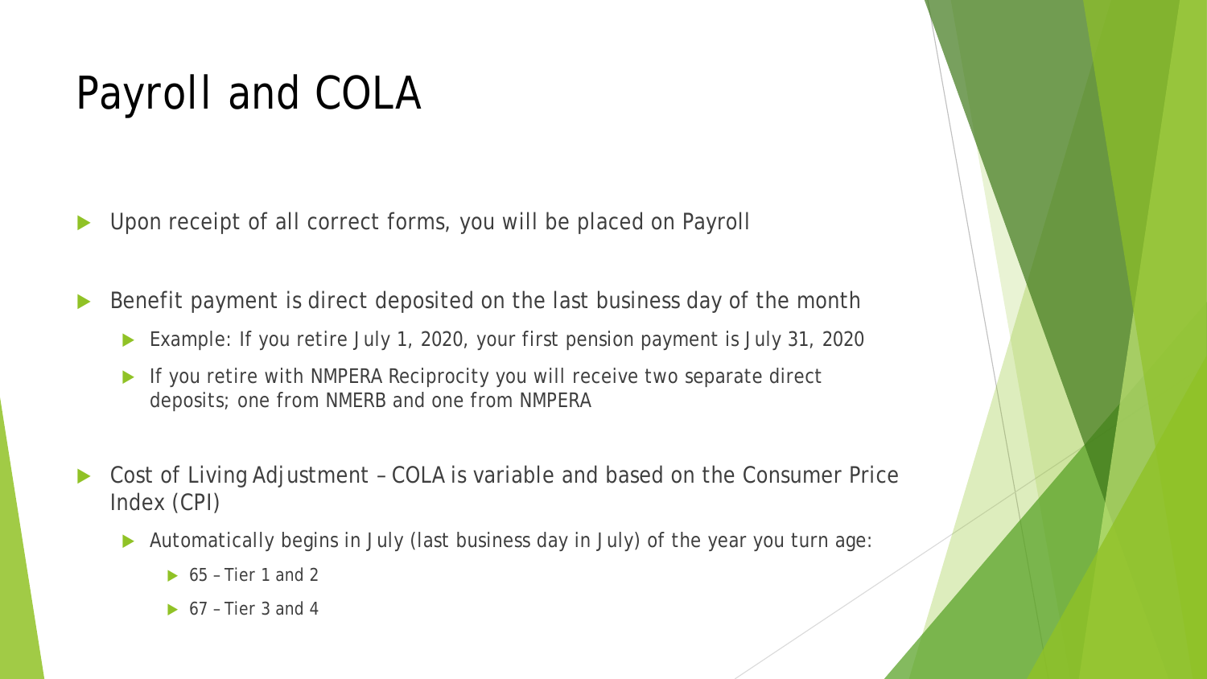# Payroll and COLA

- Upon receipt of all correct forms, you will be placed on Payroll
- Benefit payment is direct deposited on the last business day of the month
  - Example: If you retire July 1, 2020, your first pension payment is July 31, 2020
  - If you retire with NMPERA Reciprocity you will receive two separate direct deposits; one from NMERB and one from NMPERA
- Cost of Living Adjustment – COLA is variable and based on the Consumer Price Index (CPI)
  - Automatically begins in July (last business day in July) of the year you turn age:
    - 65 – Tier 1 and 2
    - 67 – Tier 3 and 4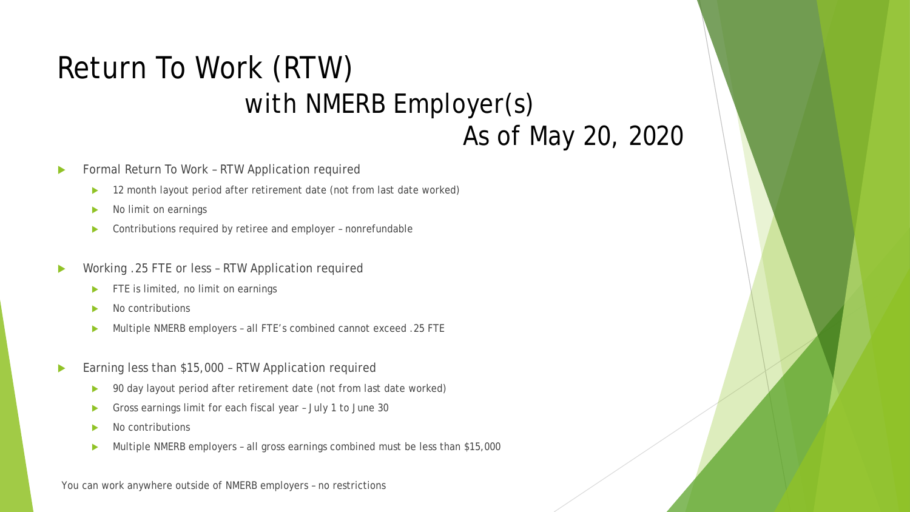# Return To Work (RTW) with NMERB Employer(s) As of May 20, 2020

- Formal Return To Work – RTW Application required
  - 12 month layout period after retirement date (not from last date worked)
  - No limit on earnings
  - Contributions required by retiree and employer – nonrefundable
- Working .25 FTE or less – RTW Application required
  - FTE is limited, no limit on earnings
  - No contributions
  - Multiple NMERB employers – all FTE's combined cannot exceed .25 FTE
- Earning less than $15,000 – RTW Application required
  - 90 day layout period after retirement date (not from last date worked)
  - Gross earnings limit for each fiscal year – July 1 to June 30
  - No contributions
  - Multiple NMERB employers – all gross earnings combined must be less than $15,000

You can work anywhere outside of NMERB employers – no restrictions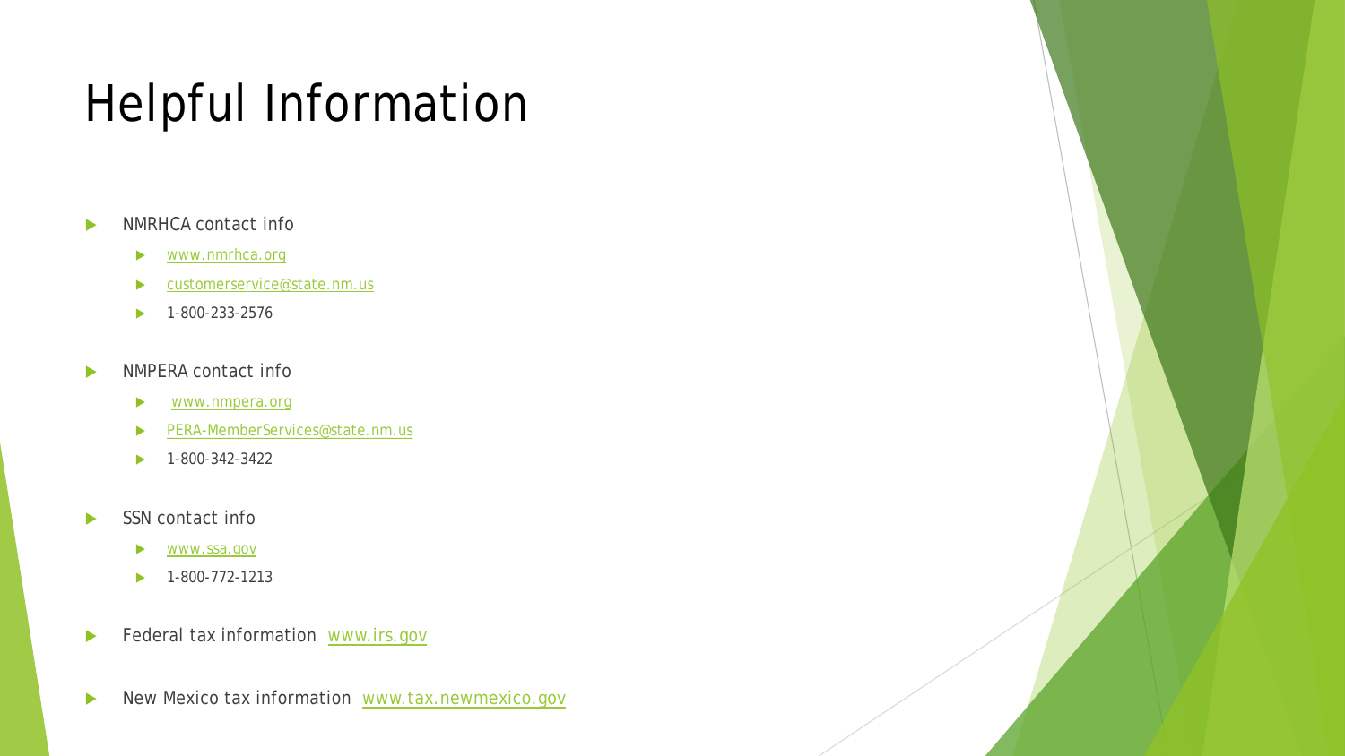# Helpful Information

- NMRHCA contact info
  - www.nmrhca.org
  - customerservice@state.nm.us
  - 1-800-233-2576
- NMPERA contact info
  - www.nmpera.org
  - PERA-MemberServices@state.nm.us
  - 1-800-342-3422
- SSN contact info
  - www.ssa.gov
  - 1-800-772-1213
- Federal tax information www.irs.gov
- New Mexico tax information www.tax.newmexico.gov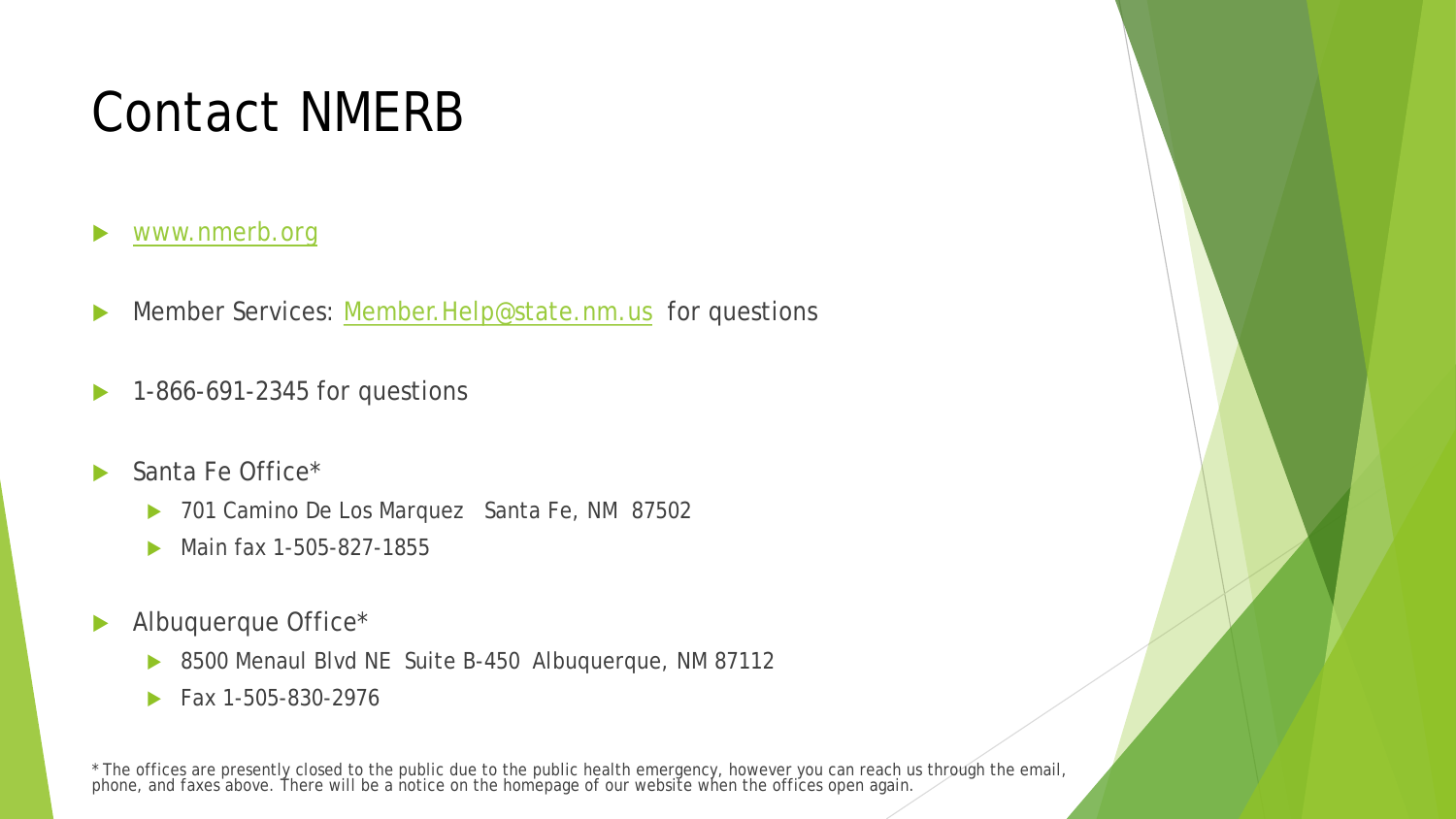# Contact NMERB

- www.nmerb.org
- Member Services: Member.Help@state.nm.us for questions
- 1-866-691-2345 for questions
- Santa Fe Office*
  - 701 Camino De Los Marquez Santa Fe, NM 87502
  - Main fax 1-505-827-1855
- Albuquerque Office*
  - 8500 Menaul Blvd NE Suite B-450 Albuquerque, NM 87112
  - Fax 1-505-830-2976

* The offices are presently closed to the public due to the public health emergency, however you can reach us through the email, phone, and faxes above. There will be a notice on the homepage of our website when the offices open again.